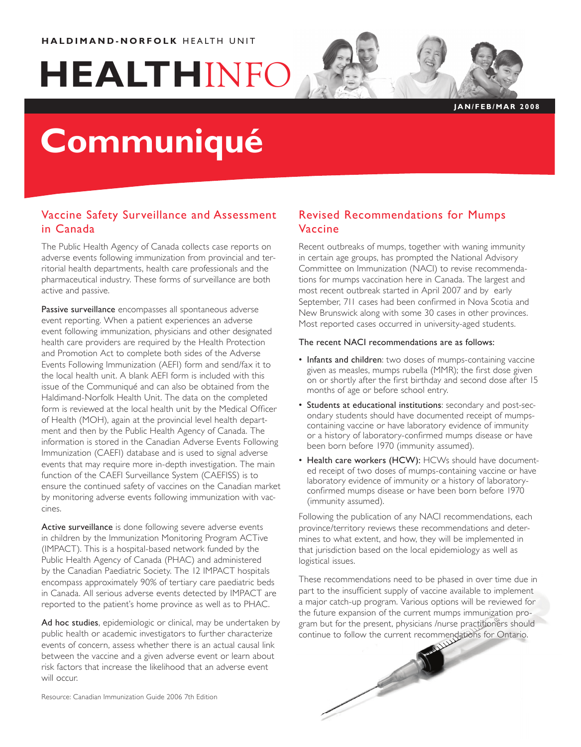**HALDIMAND-NORFOLK** HEALTH UNIT

# HEALTHINFO

**JAN/FEB/MAR 2008**

# Communiqué

## Vaccine Safety Surveillance and Assessment in Canada

The Public Health Agency of Canada collects case reports on adverse events following immunization from provincial and territorial health departments, health care professionals and the pharmaceutical industry. These forms of surveillance are both active and passive.

**Passive surveillance** encompasses all spontaneous adverse event reporting. When a patient experiences an adverse event following immunization, physicians and other designated health care providers are required by the Health Protection and Promotion Act to complete both sides of the Adverse Events Following Immunization (AEFI) form and send/fax it to the local health unit. A blank AEFI form is included with this issue of the Communiqué and can also be obtained from the Haldimand-Norfolk Health Unit. The data on the completed form is reviewed at the local health unit by the Medical Officer of Health (MOH), again at the provincial level health department and then by the Public Health Agency of Canada. The information is stored in the Canadian Adverse Events Following Immunization (CAEFI) database and is used to signal adverse events that may require more in-depth investigation. The main function of the CAEFI Surveillance System (CAEFISS) is to ensure the continued safety of vaccines on the Canadian market by monitoring adverse events following immunization with vaccines.

**Active surveillance** is done following severe adverse events in children by the Immunization Monitoring Program ACTive (IMPACT). This is a hospital-based network funded by the Public Health Agency of Canada (PHAC) and administered by the Canadian Paediatric Society. The 12 IMPACT hospitals encompass approximately 90% of tertiary care paediatric beds in Canada. All serious adverse events detected by IMPACT are reported to the patient's home province as well as to PHAC.

**Ad hoc studies**, epidemiologic or clinical, may be undertaken by public health or academic investigators to further characterize events of concern, assess whether there is an actual causal link between the vaccine and a given adverse event or learn about risk factors that increase the likelihood that an adverse event will occur.

Resource: Canadian Immunization Guide 2006 7th Edition

## Revised Recommendations for Mumps Vaccine

Recent outbreaks of mumps, together with waning immunity in certain age groups, has prompted the National Advisory Committee on Immunization (NACI) to revise recommendations for mumps vaccination here in Canada. The largest and most recent outbreak started in April 2007 and by early September, 711 cases had been confirmed in Nova Scotia and New Brunswick along with some 30 cases in other provinces. Most reported cases occurred in university-aged students.

The recent NACI recommendations are as follows:

- **Infants and children**: two doses of mumps-containing vaccine given as measles, mumps rubella (MMR); the first dose given on or shortly after the first birthday and second dose after 15 months of age or before school entry.
- **Students at educational institutions**: secondary and post-secondary students should have documented receipt of mumps-containing vaccine or have laboratory evidence of immunity or a history of laboratory-confirmed mumps disease or have been born before 1970 (immunity assumed).
- **Health care workers (HCW):** HCWs should have documented receipt of two doses of mumps-containing vaccine or have laboratory evidence of immunity or a history of laboratory-confirmed mumps disease or have been born before 1970 (immunity assumed).

Following the publication of any NACI recommendations, each province/territory reviews these recommendations and determines to what extent, and how, they will be implemented in that jurisdiction based on the local epidemiology as well as logistical issues.

These recommendations need to be phased in over time due in part to the insufficient supply of vaccine available to implement a major catch-up program. Various options will be reviewed for the future expansion of the current mumps immunization program but for the present, physicians /nurse practitioners should continue to follow the current recommendations for Ontario.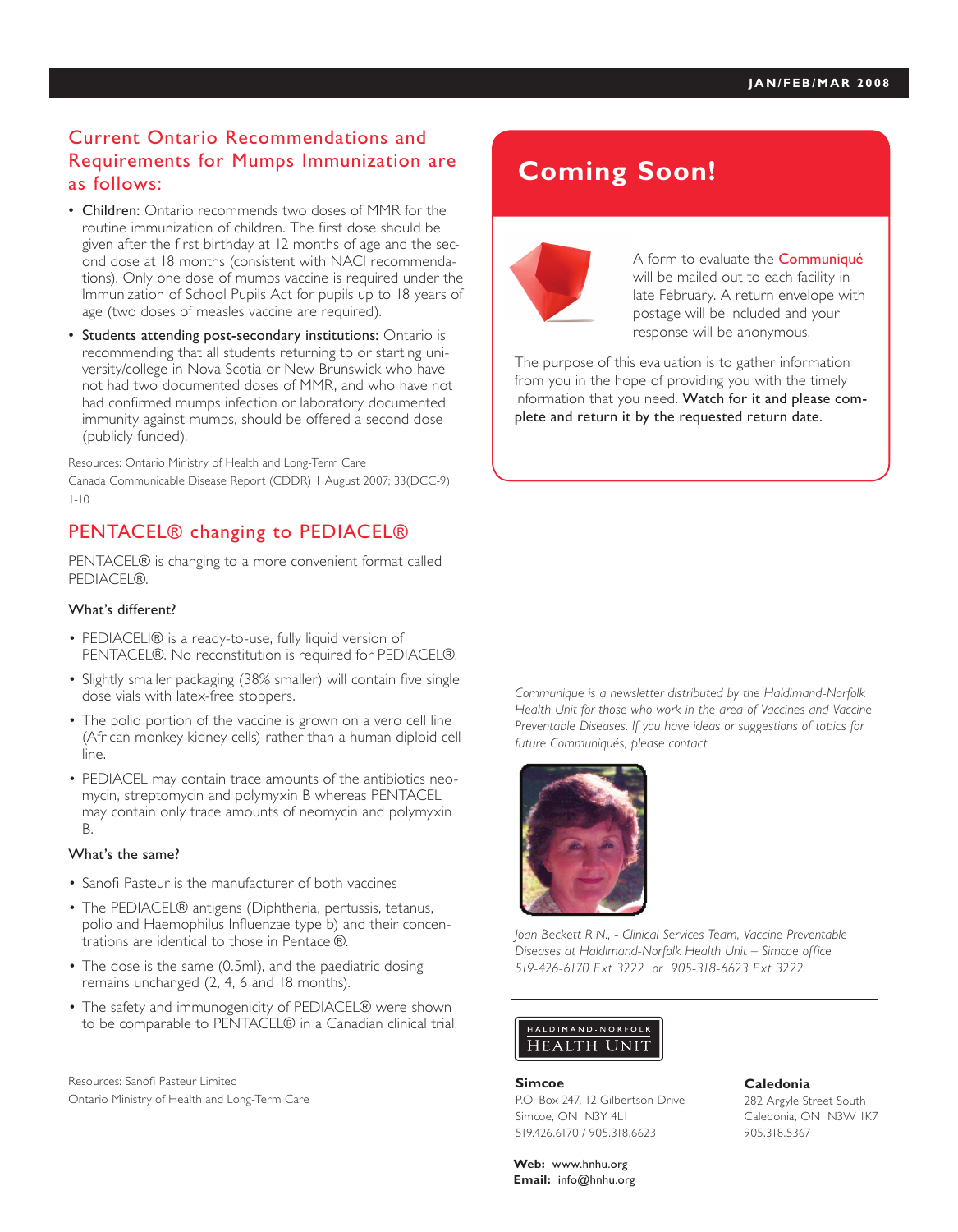## Current Ontario Recommendations and Requirements for Mumps Immunization are as follows:

- **Children:** Ontario recommends two doses of MMR for the routine immunization of children. The first dose should be given after the first birthday at 12 months of age and the second dose at 18 months (consistent with NACI recommendations). Only one dose of mumps vaccine is required under the Immunization of School Pupils Act for pupils up to 18 years of age (two doses of measles vaccine are required).
- **Students attending post-secondary institutions:** Ontario is recommending that all students returning to or starting university/college in Nova Scotia or New Brunswick who have not had two documented doses of MMR, and who have not had confirmed mumps infection or laboratory documented immunity against mumps, should be offered a second dose (publicly funded).

Resources: Ontario Ministry of Health and Long-Term Care
Canada Communicable Disease Report (CDDR) 1 August 2007; 33(DCC-9): 1-10

## PENTACEL® changing to PEDIACEL®

PENTACEL® is changing to a more convenient format called PEDIACEL®.

### What's different?

- PEDIACELI® is a ready-to-use, fully liquid version of PENTACEL®. No reconstitution is required for PEDIACEL®.
- Slightly smaller packaging (38% smaller) will contain five single dose vials with latex-free stoppers.
- The polio portion of the vaccine is grown on a vero cell line (African monkey kidney cells) rather than a human diploid cell line.
- PEDIACEL may contain trace amounts of the antibiotics neomycin, streptomycin and polymyxin B whereas PENTACEL may contain only trace amounts of neomycin and polymyxin B.

### What's the same?

- Sanofi Pasteur is the manufacturer of both vaccines
- The PEDIACEL® antigens (Diphtheria, pertussis, tetanus, polio and Haemophilus Influenzae type b) and their concentrations are identical to those in Pentacel®.
- The dose is the same (0.5ml), and the paediatric dosing remains unchanged (2, 4, 6 and 18 months).
- The safety and immunogenicity of PEDIACEL® were shown to be comparable to PENTACEL® in a Canadian clinical trial.

Resources: Sanofi Pasteur Limited
Ontario Ministry of Health and Long-Term Care

## Coming Soon!

A form to evaluate the Communiqué will be mailed out to each facility in late February. A return envelope with postage will be included and your response will be anonymous.

The purpose of this evaluation is to gather information from you in the hope of providing you with the timely information that you need. **Watch for it and please complete and return it by the requested return date.**

*Communique is a newsletter distributed by the Haldimand-Norfolk Health Unit for those who work in the area of Vaccines and Vaccine Preventable Diseases. If you have ideas or suggestions of topics for future Communiqués, please contact*

*Joan Beckett R.N., - Clinical Services Team, Vaccine Preventable Diseases at Haldimand-Norfolk Health Unit – Simcoe office 519-426-6170 Ext 3222 or 905-318-6623 Ext 3222.*

HALDIMAND-NORFOLK HEALTH UNIT

**Simcoe**
P.O. Box 247, 12 Gilbertson Drive
Simcoe, ON N3Y 4L1
519.426.6170 / 905.318.6623

**Caledonia**
282 Argyle Street South
Caledonia, ON N3W 1K7
905.318.5367

**Web:** www.hnhu.org
**Email:** info@hnhu.org